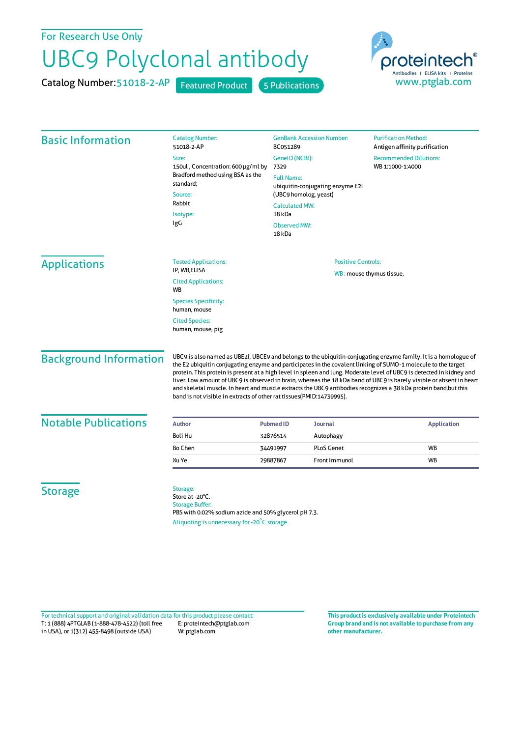For Research Use Only

# UBC9 Polyclonal antibody

Catalog Number: 51018-2-AP    Featured Product    5 Publications

proteintech® Antibodies | ELISA kits | Proteins
www.ptglab.com

## Basic Information

**Catalog Number:**
51018-2-AP

**Size:**
150ul , Concentration: 600 μg/ml by Bradford method using BSA as the standard;

**Source:**
Rabbit

**Isotype:**
IgG

**GenBank Accession Number:**
BC051289

**GeneID (NCBI):**
7329

**Full Name:**
ubiquitin-conjugating enzyme E2I (UBC9 homolog, yeast)

**Calculated MW:**
18 kDa

**Observed MW:**
18 kDa

**Purification Method:**
Antigen affinity purification

**Recommended Dilutions:**
WB 1:1000-1:4000

## Applications

**Tested Applications:**
IP, WB,ELISA

**Cited Applications:**
WB

**Species Specificity:**
human, mouse

**Cited Species:**
human, mouse, pig

**Positive Controls:**

WB : mouse thymus tissue,

## Background Information

UBC9 is also named as UBE2I, UBCE9 and belongs to the ubiquitin-conjugating enzyme family. It is a homologue of the E2 ubiquitin conjugating enzyme and participates in the covalent linking of SUMO-1 molecule to the target protein. This protein is present at a high level in spleen and lung. Moderate level of UBC9 is detected in kidney and liver. Low amount of UBC9 is observed in brain, whereas the 18 kDa band of UBC9 is barely visible or absent in heart and skeletal muscle. In heart and muscle extracts the UBC9 antibodies recognizes a 38 kDa protein band,but this band is not visible in extracts of other rat tissues(PMID:14739995).

## Notable Publications

| Author | Pubmed ID | Journal | Application |
|---|---|---|---|
| Boli Hu | 32876514 | Autophagy | |
| Bo Chen | 34491997 | PLoS Genet | WB |
| Xu Ye | 29887867 | Front Immunol | WB |

## Storage

**Storage:**
Store at -20°C.

**Storage Buffer:**
PBS with 0.02% sodium azide and 50% glycerol pH 7.3.

Aliquoting is unnecessary for -20°C storage

For technical support and original validation data for this product please contact:
T: 1 (888) 4PTGLAB (1-888-478-4522) (toll free in USA), or 1(312) 455-8498 (outside USA)
E: proteintech@ptglab.com
W: ptglab.com

**This product is exclusively available under Proteintech Group brand and is not available to purchase from any other manufacturer.**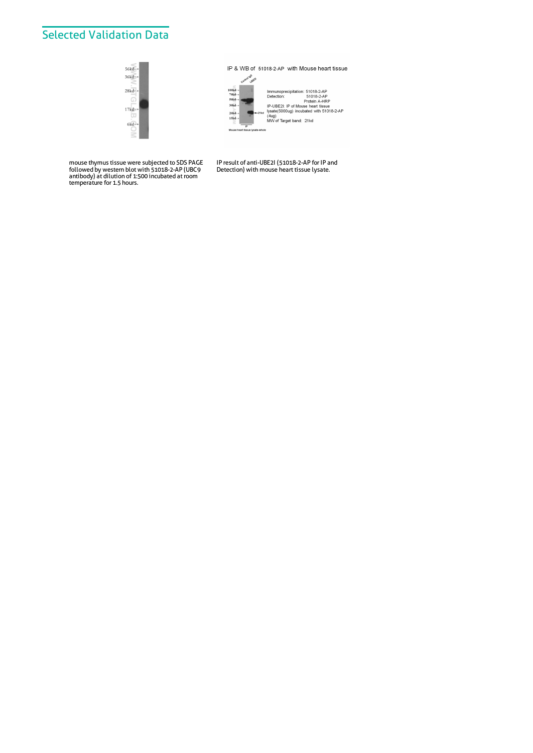## Selected Validation Data

56kd→
36kd→
28kd→
17kd→
6kd→

IP & WB of 51018-2-AP with Mouse heart tissue

Control IgG
UBE2I

100kd→
70kd→
50kd→
30kd→
20kd→
15kd→

←21kd

IP

Mouse heart tissue lysate-whole

Immunoprecipitation: 51018-2-AP
Detection: 51018-2-AP
Protein A-HRP
IP-UBE2I: IP of Mouse heart tissue lysate(5000ug) incubated with 51018-2-AP (4ug)
MW of Target band: 21kd

mouse thymus tissue were subjected to SDS PAGE followed by western blot with 51018-2-AP (UBC9 antibody) at dilution of 1:500 incubated at room temperature for 1.5 hours.

IP result of anti-UBE2I (51018-2-AP for IP and Detection) with mouse heart tissue lysate.